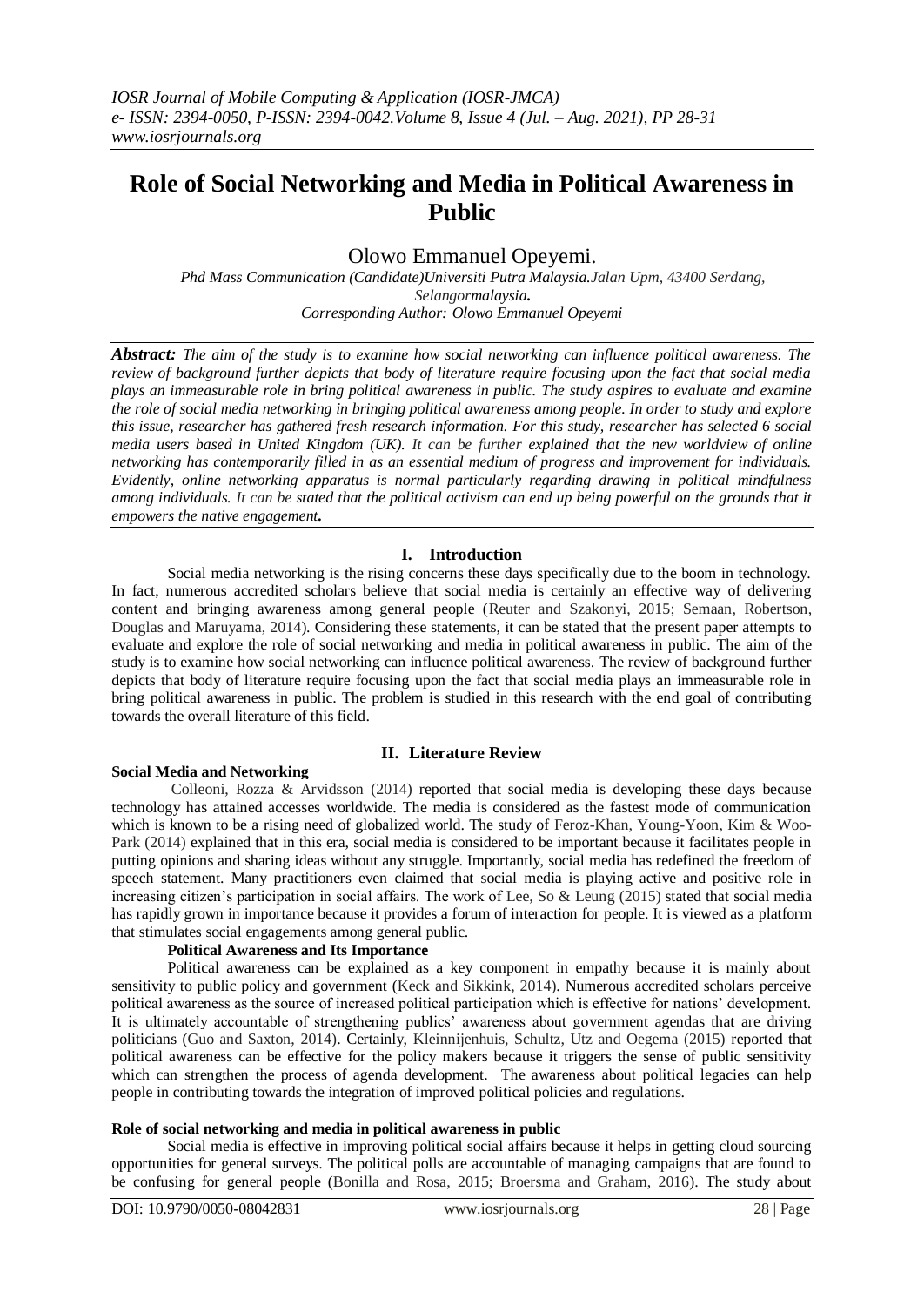# Role of Social Networking and Media in Political Awareness in Public

Olowo Emmanuel Opeyemi.

*Phd Mass Communication (Candidate)Universiti Putra Malaysia.Jalan Upm, 43400 Serdang, Selangormalaysia.*
*Corresponding Author: Olowo Emmanuel Opeyemi*

***Abstract:*** *The aim of the study is to examine how social networking can influence political awareness. The review of background further depicts that body of literature require focusing upon the fact that social media plays an immeasurable role in bring political awareness in public. The study aspires to evaluate and examine the role of social media networking in bringing political awareness among people. In order to study and explore this issue, researcher has gathered fresh research information. For this study, researcher has selected 6 social media users based in United Kingdom (UK). It can be further explained that the new worldview of online networking has contemporarily filled in as an essential medium of progress and improvement for individuals. Evidently, online networking apparatus is normal particularly regarding drawing in political mindfulness among individuals. It can be stated that the political activism can end up being powerful on the grounds that it empowers the native engagement.*

## I. Introduction

Social media networking is the rising concerns these days specifically due to the boom in technology. In fact, numerous accredited scholars believe that social media is certainly an effective way of delivering content and bringing awareness among general people (Reuter and Szakonyi, 2015; Semaan, Robertson, Douglas and Maruyama, 2014). Considering these statements, it can be stated that the present paper attempts to evaluate and explore the role of social networking and media in political awareness in public. The aim of the study is to examine how social networking can influence political awareness. The review of background further depicts that body of literature require focusing upon the fact that social media plays an immeasurable role in bring political awareness in public. The problem is studied in this research with the end goal of contributing towards the overall literature of this field.

## II. Literature Review

### Social Media and Networking

Colleoni, Rozza & Arvidsson (2014) reported that social media is developing these days because technology has attained accesses worldwide. The media is considered as the fastest mode of communication which is known to be a rising need of globalized world. The study of Feroz-Khan, Young-Yoon, Kim & Woo-Park (2014) explained that in this era, social media is considered to be important because it facilitates people in putting opinions and sharing ideas without any struggle. Importantly, social media has redefined the freedom of speech statement. Many practitioners even claimed that social media is playing active and positive role in increasing citizen's participation in social affairs. The work of Lee, So & Leung (2015) stated that social media has rapidly grown in importance because it provides a forum of interaction for people. It is viewed as a platform that stimulates social engagements among general public.

### Political Awareness and Its Importance

Political awareness can be explained as a key component in empathy because it is mainly about sensitivity to public policy and government (Keck and Sikkink, 2014). Numerous accredited scholars perceive political awareness as the source of increased political participation which is effective for nations' development. It is ultimately accountable of strengthening publics' awareness about government agendas that are driving politicians (Guo and Saxton, 2014). Certainly, Kleinnijenhuis, Schultz, Utz and Oegema (2015) reported that political awareness can be effective for the policy makers because it triggers the sense of public sensitivity which can strengthen the process of agenda development. The awareness about political legacies can help people in contributing towards the integration of improved political policies and regulations.

### Role of social networking and media in political awareness in public

Social media is effective in improving political social affairs because it helps in getting cloud sourcing opportunities for general surveys. The political polls are accountable of managing campaigns that are found to be confusing for general people (Bonilla and Rosa, 2015; Broersma and Graham, 2016). The study about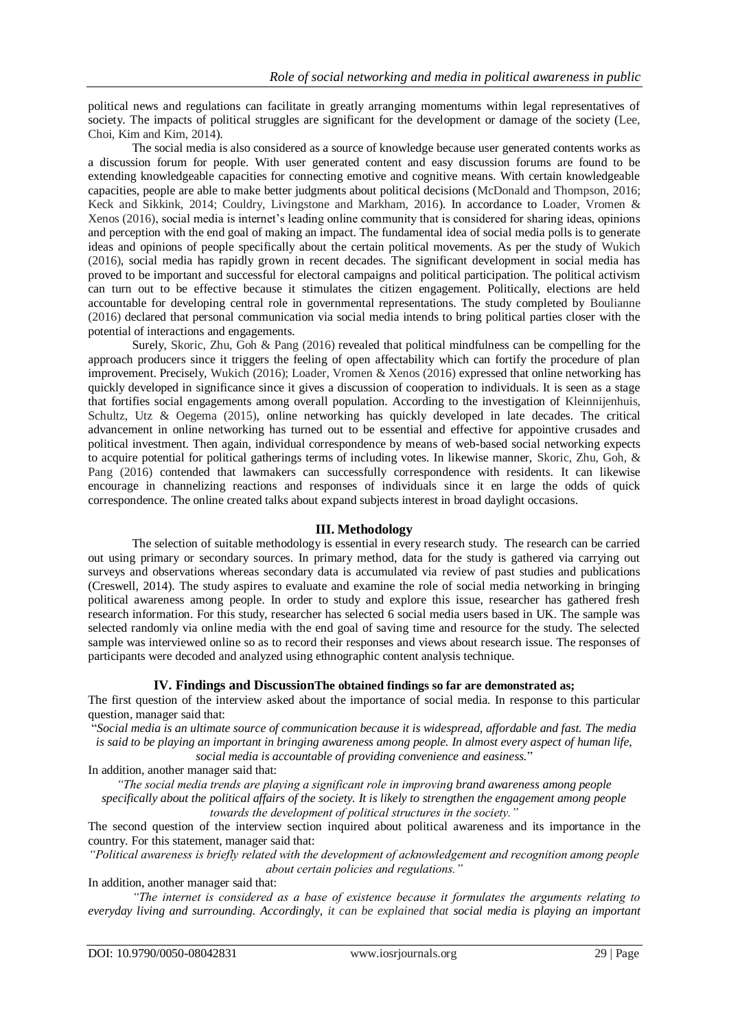political news and regulations can facilitate in greatly arranging momentums within legal representatives of society. The impacts of political struggles are significant for the development or damage of the society (Lee, Choi, Kim and Kim, 2014).

The social media is also considered as a source of knowledge because user generated contents works as a discussion forum for people. With user generated content and easy discussion forums are found to be extending knowledgeable capacities for connecting emotive and cognitive means. With certain knowledgeable capacities, people are able to make better judgments about political decisions (McDonald and Thompson, 2016; Keck and Sikkink, 2014; Couldry, Livingstone and Markham, 2016). In accordance to Loader, Vromen & Xenos (2016), social media is internet's leading online community that is considered for sharing ideas, opinions and perception with the end goal of making an impact. The fundamental idea of social media polls is to generate ideas and opinions of people specifically about the certain political movements. As per the study of Wukich (2016), social media has rapidly grown in recent decades. The significant development in social media has proved to be important and successful for electoral campaigns and political participation. The political activism can turn out to be effective because it stimulates the citizen engagement. Politically, elections are held accountable for developing central role in governmental representations. The study completed by Boulianne (2016) declared that personal communication via social media intends to bring political parties closer with the potential of interactions and engagements.

Surely, Skoric, Zhu, Goh & Pang (2016) revealed that political mindfulness can be compelling for the approach producers since it triggers the feeling of open affectability which can fortify the procedure of plan improvement. Precisely, Wukich (2016); Loader, Vromen & Xenos (2016) expressed that online networking has quickly developed in significance since it gives a discussion of cooperation to individuals. It is seen as a stage that fortifies social engagements among overall population. According to the investigation of Kleinnijenhuis, Schultz, Utz & Oegema (2015), online networking has quickly developed in late decades. The critical advancement in online networking has turned out to be essential and effective for appointive crusades and political investment. Then again, individual correspondence by means of web-based social networking expects to acquire potential for political gatherings terms of including votes. In likewise manner, Skoric, Zhu, Goh, & Pang (2016) contended that lawmakers can successfully correspondence with residents. It can likewise encourage in channelizing reactions and responses of individuals since it en large the odds of quick correspondence. The online created talks about expand subjects interest in broad daylight occasions.

## III. Methodology

The selection of suitable methodology is essential in every research study. The research can be carried out using primary or secondary sources. In primary method, data for the study is gathered via carrying out surveys and observations whereas secondary data is accumulated via review of past studies and publications (Creswell, 2014). The study aspires to evaluate and examine the role of social media networking in bringing political awareness among people. In order to study and explore this issue, researcher has gathered fresh research information. For this study, researcher has selected 6 social media users based in UK. The sample was selected randomly via online media with the end goal of saving time and resource for the study. The selected sample was interviewed online so as to record their responses and views about research issue. The responses of participants were decoded and analyzed using ethnographic content analysis technique.

## IV. Findings and Discussion

**The obtained findings so far are demonstrated as;**

The first question of the interview asked about the importance of social media. In response to this particular question, manager said that:

"*Social media is an ultimate source of communication because it is widespread, affordable and fast. The media is said to be playing an important in bringing awareness among people. In almost every aspect of human life, social media is accountable of providing convenience and easiness.*"

In addition, another manager said that:

*"The social media trends are playing a significant role in improving brand awareness among people specifically about the political affairs of the society. It is likely to strengthen the engagement among people towards the development of political structures in the society."*

The second question of the interview section inquired about political awareness and its importance in the country. For this statement, manager said that:

*"Political awareness is briefly related with the development of acknowledgement and recognition among people about certain policies and regulations."*

In addition, another manager said that:

*"The internet is considered as a base of existence because it formulates the arguments relating to everyday living and surrounding. Accordingly, it can be explained that social media is playing an important*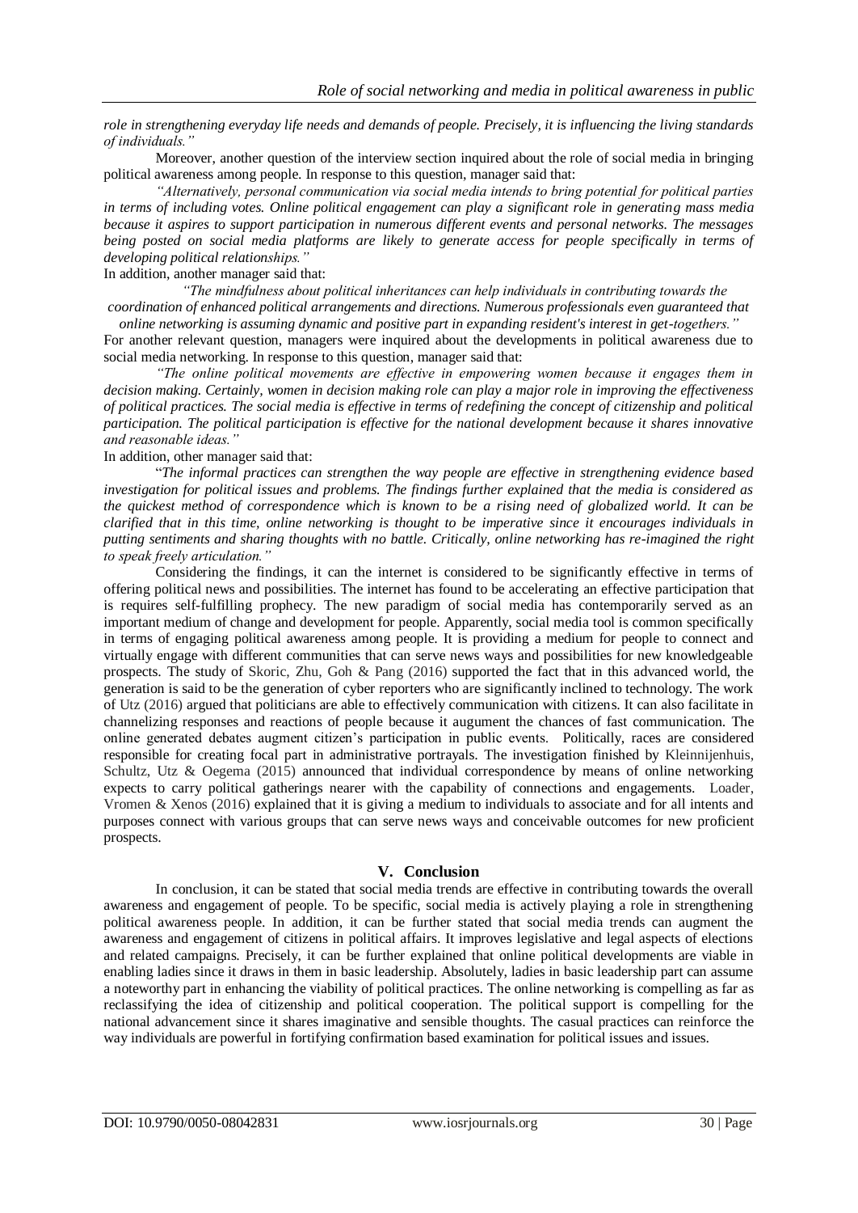*role in strengthening everyday life needs and demands of people. Precisely, it is influencing the living standards of individuals."*

Moreover, another question of the interview section inquired about the role of social media in bringing political awareness among people. In response to this question, manager said that:

*"Alternatively, personal communication via social media intends to bring potential for political parties in terms of including votes. Online political engagement can play a significant role in generating mass media because it aspires to support participation in numerous different events and personal networks. The messages being posted on social media platforms are likely to generate access for people specifically in terms of developing political relationships."*

In addition, another manager said that:

*"The mindfulness about political inheritances can help individuals in contributing towards the coordination of enhanced political arrangements and directions. Numerous professionals even guaranteed that online networking is assuming dynamic and positive part in expanding resident's interest in get-togethers."*

For another relevant question, managers were inquired about the developments in political awareness due to social media networking. In response to this question, manager said that:

*"The online political movements are effective in empowering women because it engages them in decision making. Certainly, women in decision making role can play a major role in improving the effectiveness of political practices. The social media is effective in terms of redefining the concept of citizenship and political participation. The political participation is effective for the national development because it shares innovative and reasonable ideas."*

In addition, other manager said that:

"*The informal practices can strengthen the way people are effective in strengthening evidence based investigation for political issues and problems. The findings further explained that the media is considered as the quickest method of correspondence which is known to be a rising need of globalized world. It can be clarified that in this time, online networking is thought to be imperative since it encourages individuals in putting sentiments and sharing thoughts with no battle. Critically, online networking has re-imagined the right to speak freely articulation."*

Considering the findings, it can the internet is considered to be significantly effective in terms of offering political news and possibilities. The internet has found to be accelerating an effective participation that is requires self-fulfilling prophecy. The new paradigm of social media has contemporarily served as an important medium of change and development for people. Apparently, social media tool is common specifically in terms of engaging political awareness among people. It is providing a medium for people to connect and virtually engage with different communities that can serve news ways and possibilities for new knowledgeable prospects. The study of Skoric, Zhu, Goh & Pang (2016) supported the fact that in this advanced world, the generation is said to be the generation of cyber reporters who are significantly inclined to technology. The work of Utz (2016) argued that politicians are able to effectively communication with citizens. It can also facilitate in channelizing responses and reactions of people because it augument the chances of fast communication. The online generated debates augment citizen's participation in public events. Politically, races are considered responsible for creating focal part in administrative portrayals. The investigation finished by Kleinnijenhuis, Schultz, Utz & Oegema (2015) announced that individual correspondence by means of online networking expects to carry political gatherings nearer with the capability of connections and engagements. Loader, Vromen & Xenos (2016) explained that it is giving a medium to individuals to associate and for all intents and purposes connect with various groups that can serve news ways and conceivable outcomes for new proficient prospects.

## V. Conclusion

In conclusion, it can be stated that social media trends are effective in contributing towards the overall awareness and engagement of people. To be specific, social media is actively playing a role in strengthening political awareness people. In addition, it can be further stated that social media trends can augment the awareness and engagement of citizens in political affairs. It improves legislative and legal aspects of elections and related campaigns. Precisely, it can be further explained that online political developments are viable in enabling ladies since it draws in them in basic leadership. Absolutely, ladies in basic leadership part can assume a noteworthy part in enhancing the viability of political practices. The online networking is compelling as far as reclassifying the idea of citizenship and political cooperation. The political support is compelling for the national advancement since it shares imaginative and sensible thoughts. The casual practices can reinforce the way individuals are powerful in fortifying confirmation based examination for political issues and issues.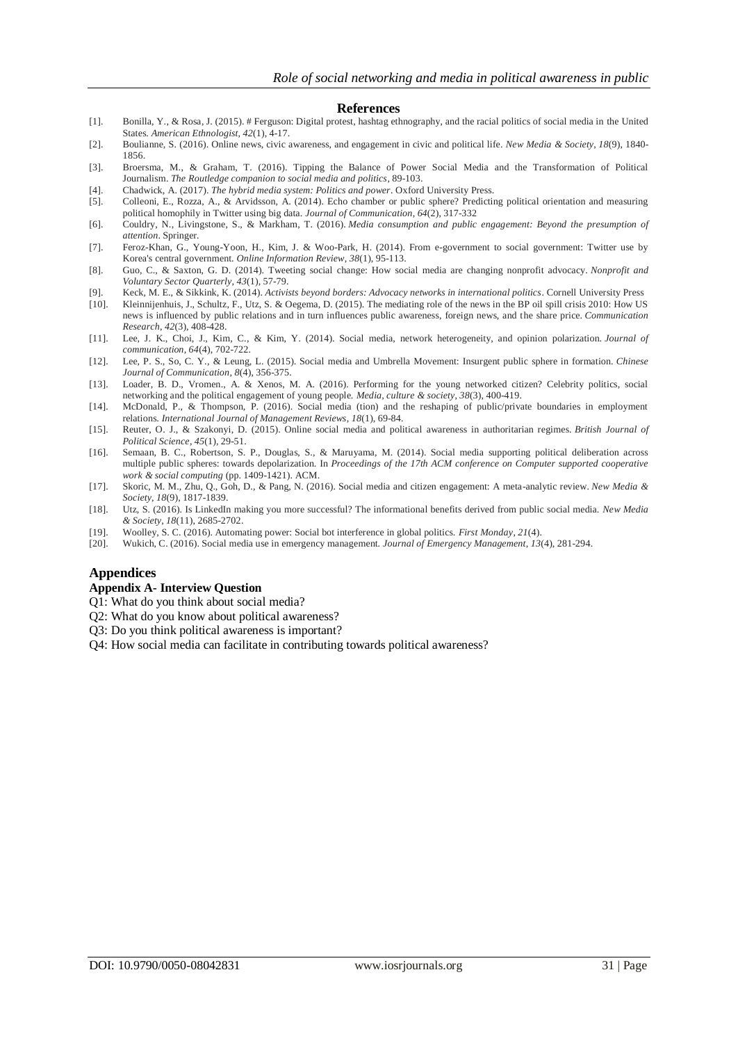## References

[1]. Bonilla, Y., & Rosa, J. (2015). # Ferguson: Digital protest, hashtag ethnography, and the racial politics of social media in the United States. *American Ethnologist*, *42*(1), 4-17.

[2]. Boulianne, S. (2016). Online news, civic awareness, and engagement in civic and political life. *New Media & Society*, *18*(9), 1840-1856.

[3]. Broersma, M., & Graham, T. (2016). Tipping the Balance of Power Social Media and the Transformation of Political Journalism. *The Routledge companion to social media and politics*, 89-103.

[4]. Chadwick, A. (2017). *The hybrid media system: Politics and power*. Oxford University Press.

[5]. Colleoni, E., Rozza, A., & Arvidsson, A. (2014). Echo chamber or public sphere? Predicting political orientation and measuring political homophily in Twitter using big data. *Journal of Communication*, *64*(2), 317-332

[6]. Couldry, N., Livingstone, S., & Markham, T. (2016). *Media consumption and public engagement: Beyond the presumption of attention*. Springer.

[7]. Feroz-Khan, G., Young-Yoon, H., Kim, J. & Woo-Park, H. (2014). From e-government to social government: Twitter use by Korea's central government. *Online Information Review*, *38*(1), 95-113.

[8]. Guo, C., & Saxton, G. D. (2014). Tweeting social change: How social media are changing nonprofit advocacy. *Nonprofit and Voluntary Sector Quarterly*, *43*(1), 57-79.

[9]. Keck, M. E., & Sikkink, K. (2014). *Activists beyond borders: Advocacy networks in international politics*. Cornell University Press

[10]. Kleinnijenhuis, J., Schultz, F., Utz, S. & Oegema, D. (2015). The mediating role of the news in the BP oil spill crisis 2010: How US news is influenced by public relations and in turn influences public awareness, foreign news, and the share price. *Communication Research*, *42*(3), 408-428.

[11]. Lee, J. K., Choi, J., Kim, C., & Kim, Y. (2014). Social media, network heterogeneity, and opinion polarization. *Journal of communication*, *64*(4), 702-722.

[12]. Lee, P. S., So, C. Y., & Leung, L. (2015). Social media and Umbrella Movement: Insurgent public sphere in formation. *Chinese Journal of Communication*, *8*(4), 356-375.

[13]. Loader, B. D., Vromen., A. & Xenos, M. A. (2016). Performing for the young networked citizen? Celebrity politics, social networking and the political engagement of young people. *Media, culture & society*, *38*(3), 400-419.

[14]. McDonald, P., & Thompson, P. (2016). Social media (tion) and the reshaping of public/private boundaries in employment relations. *International Journal of Management Reviews*, *18*(1), 69-84.

[15]. Reuter, O. J., & Szakonyi, D. (2015). Online social media and political awareness in authoritarian regimes. *British Journal of Political Science*, *45*(1), 29-51.

[16]. Semaan, B. C., Robertson, S. P., Douglas, S., & Maruyama, M. (2014). Social media supporting political deliberation across multiple public spheres: towards depolarization. In *Proceedings of the 17th ACM conference on Computer supported cooperative work & social computing* (pp. 1409-1421). ACM.

[17]. Skoric, M. M., Zhu, Q., Goh, D., & Pang, N. (2016). Social media and citizen engagement: A meta-analytic review. *New Media & Society*, *18*(9), 1817-1839.

[18]. Utz, S. (2016). Is LinkedIn making you more successful? The informational benefits derived from public social media. *New Media & Society*, *18*(11), 2685-2702.

[19]. Woolley, S. C. (2016). Automating power: Social bot interference in global politics. *First Monday*, *21*(4).

[20]. Wukich, C. (2016). Social media use in emergency management. *Journal of Emergency Management*, *13*(4), 281-294.

## Appendices

### Appendix A- Interview Question

Q1: What do you think about social media?

Q2: What do you know about political awareness?

Q3: Do you think political awareness is important?

Q4: How social media can facilitate in contributing towards political awareness?